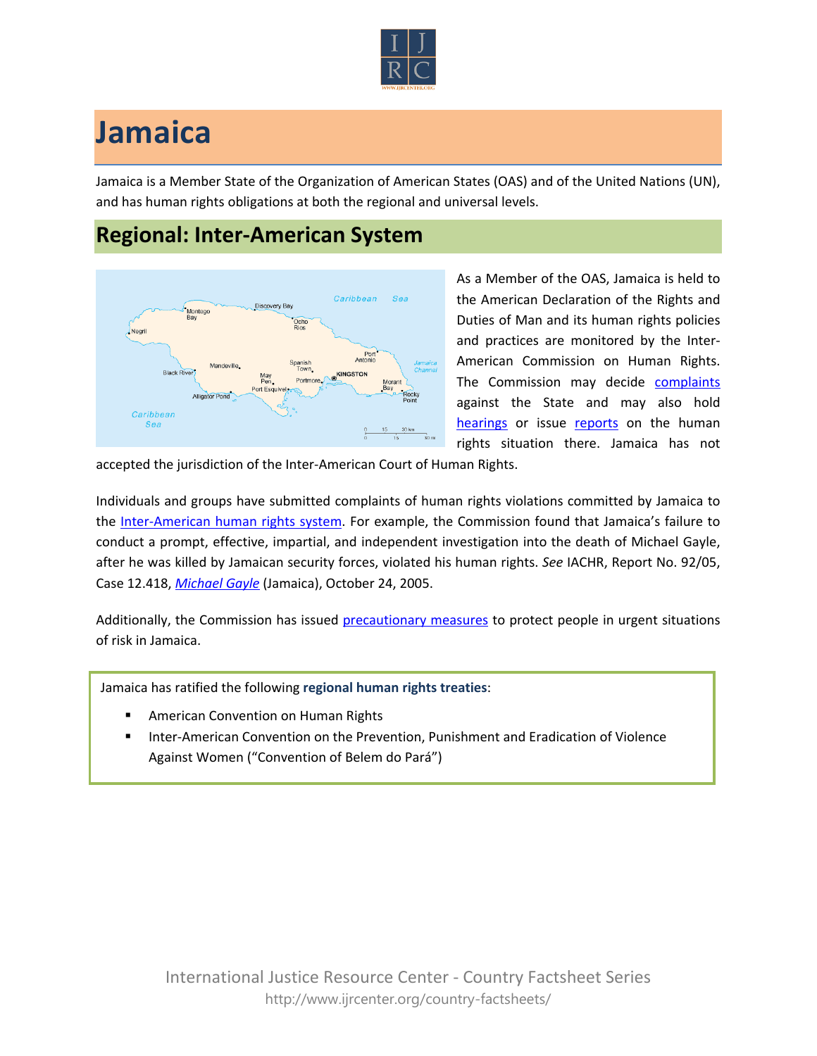# Jamaica

Jamaica is a Member State of the Organization of American States (OAS) and of the United Nations (UN), and has human rights obligations at both the regional and universal levels.

## Regional: Inter-American System

As a Member of the OAS, Jamaica is held to the American Declaration of the Rights and Duties of Man and its human rights policies and practices are monitored by the Inter-American Commission on Human Rights. The Commission may decide complaints against the State and may also hold hearings or issue reports on the human rights situation there. Jamaica has not accepted the jurisdiction of the Inter-American Court of Human Rights.

Individuals and groups have submitted complaints of human rights violations committed by Jamaica to the Inter-American human rights system. For example, the Commission found that Jamaica's failure to conduct a prompt, effective, impartial, and independent investigation into the death of Michael Gayle, after he was killed by Jamaican security forces, violated his human rights. *See* IACHR, Report No. 92/05, Case 12.418, *Michael Gayle* (Jamaica), October 24, 2005.

Additionally, the Commission has issued precautionary measures to protect people in urgent situations of risk in Jamaica.

Jamaica has ratified the following **regional human rights treaties**:

- American Convention on Human Rights
- Inter-American Convention on the Prevention, Punishment and Eradication of Violence Against Women ("Convention of Belem do Pará")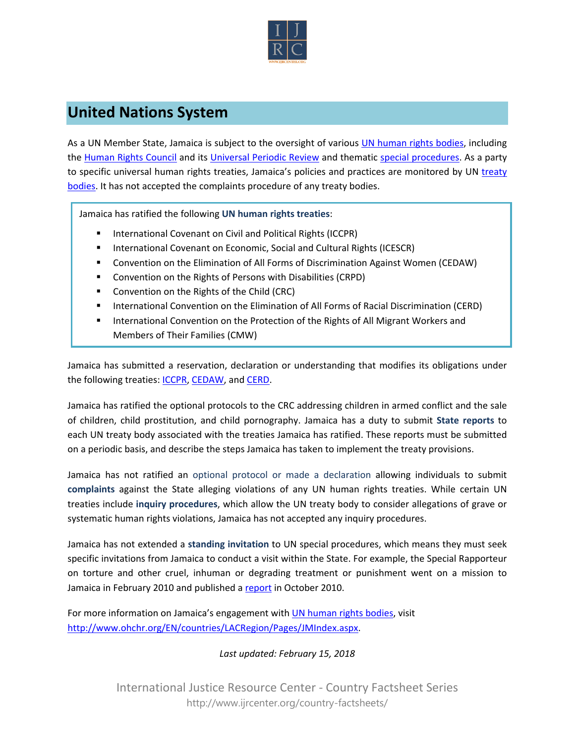## United Nations System

As a UN Member State, Jamaica is subject to the oversight of various UN human rights bodies, including the Human Rights Council and its Universal Periodic Review and thematic special procedures. As a party to specific universal human rights treaties, Jamaica's policies and practices are monitored by UN treaty bodies. It has not accepted the complaints procedure of any treaty bodies.

Jamaica has ratified the following **UN human rights treaties**:

- International Covenant on Civil and Political Rights (ICCPR)
- International Covenant on Economic, Social and Cultural Rights (ICESCR)
- Convention on the Elimination of All Forms of Discrimination Against Women (CEDAW)
- Convention on the Rights of Persons with Disabilities (CRPD)
- Convention on the Rights of the Child (CRC)
- International Convention on the Elimination of All Forms of Racial Discrimination (CERD)
- International Convention on the Protection of the Rights of All Migrant Workers and Members of Their Families (CMW)

Jamaica has submitted a reservation, declaration or understanding that modifies its obligations under the following treaties: ICCPR, CEDAW, and CERD.

Jamaica has ratified the optional protocols to the CRC addressing children in armed conflict and the sale of children, child prostitution, and child pornography. Jamaica has a duty to submit **State reports** to each UN treaty body associated with the treaties Jamaica has ratified. These reports must be submitted on a periodic basis, and describe the steps Jamaica has taken to implement the treaty provisions.

Jamaica has not ratified an optional protocol or made a declaration allowing individuals to submit **complaints** against the State alleging violations of any UN human rights treaties. While certain UN treaties include **inquiry procedures**, which allow the UN treaty body to consider allegations of grave or systematic human rights violations, Jamaica has not accepted any inquiry procedures.

Jamaica has not extended a **standing invitation** to UN special procedures, which means they must seek specific invitations from Jamaica to conduct a visit within the State. For example, the Special Rapporteur on torture and other cruel, inhuman or degrading treatment or punishment went on a mission to Jamaica in February 2010 and published a report in October 2010.

For more information on Jamaica's engagement with UN human rights bodies, visit http://www.ohchr.org/EN/countries/LACRegion/Pages/JMIndex.aspx.

*Last updated: February 15, 2018*